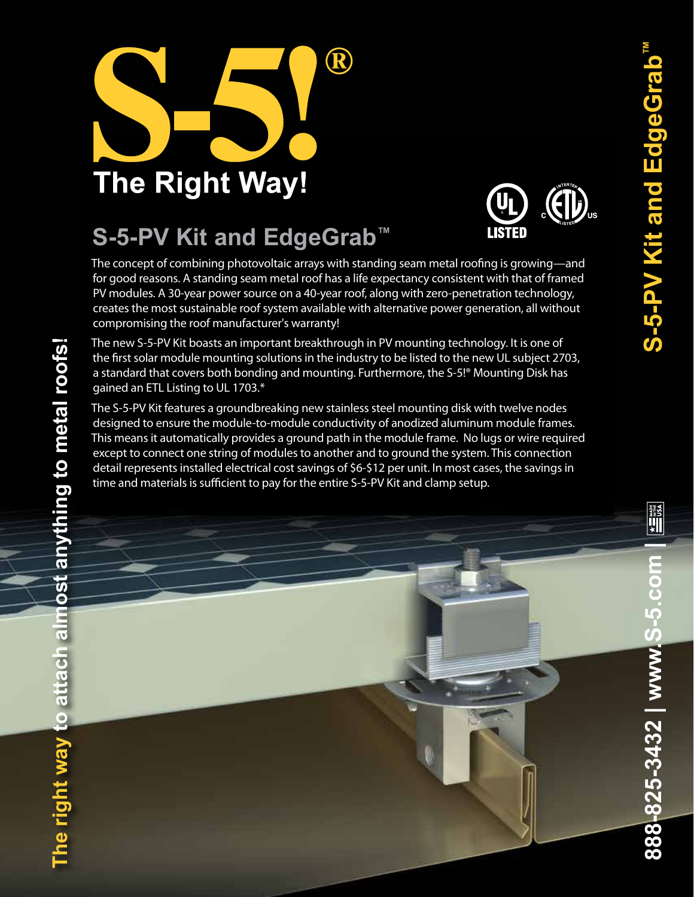# S-5!®

**The Right Way!**

## S-5-PV Kit and EdgeGrab™

The concept of combining photovoltaic arrays with standing seam metal roofing is growing—and for good reasons. A standing seam metal roof has a life expectancy consistent with that of framed PV modules. A 30-year power source on a 40-year roof, along with zero-penetration technology, creates the most sustainable roof system available with alternative power generation, all without compromising the roof manufacturer's warranty!

The new S-5-PV Kit boasts an important breakthrough in PV mounting technology. It is one of the first solar module mounting solutions in the industry to be listed to the new UL subject 2703, a standard that covers both bonding and mounting. Furthermore, the S-5!® Mounting Disk has gained an ETL Listing to UL 1703.*

The S-5-PV Kit features a groundbreaking new stainless steel mounting disk with twelve nodes designed to ensure the module-to-module conductivity of anodized aluminum module frames. This means it automatically provides a ground path in the module frame. No lugs or wire required except to connect one string of modules to another and to ground the system. This connection detail represents installed electrical cost savings of $6-$12 per unit. In most cases, the savings in time and materials is sufficient to pay for the entire S-5-PV Kit and clamp setup.

The right way to attach almost anything to metal roofs!

S-5-PV Kit and EdgeGrab™

888-825-3432 | www.S-5.com |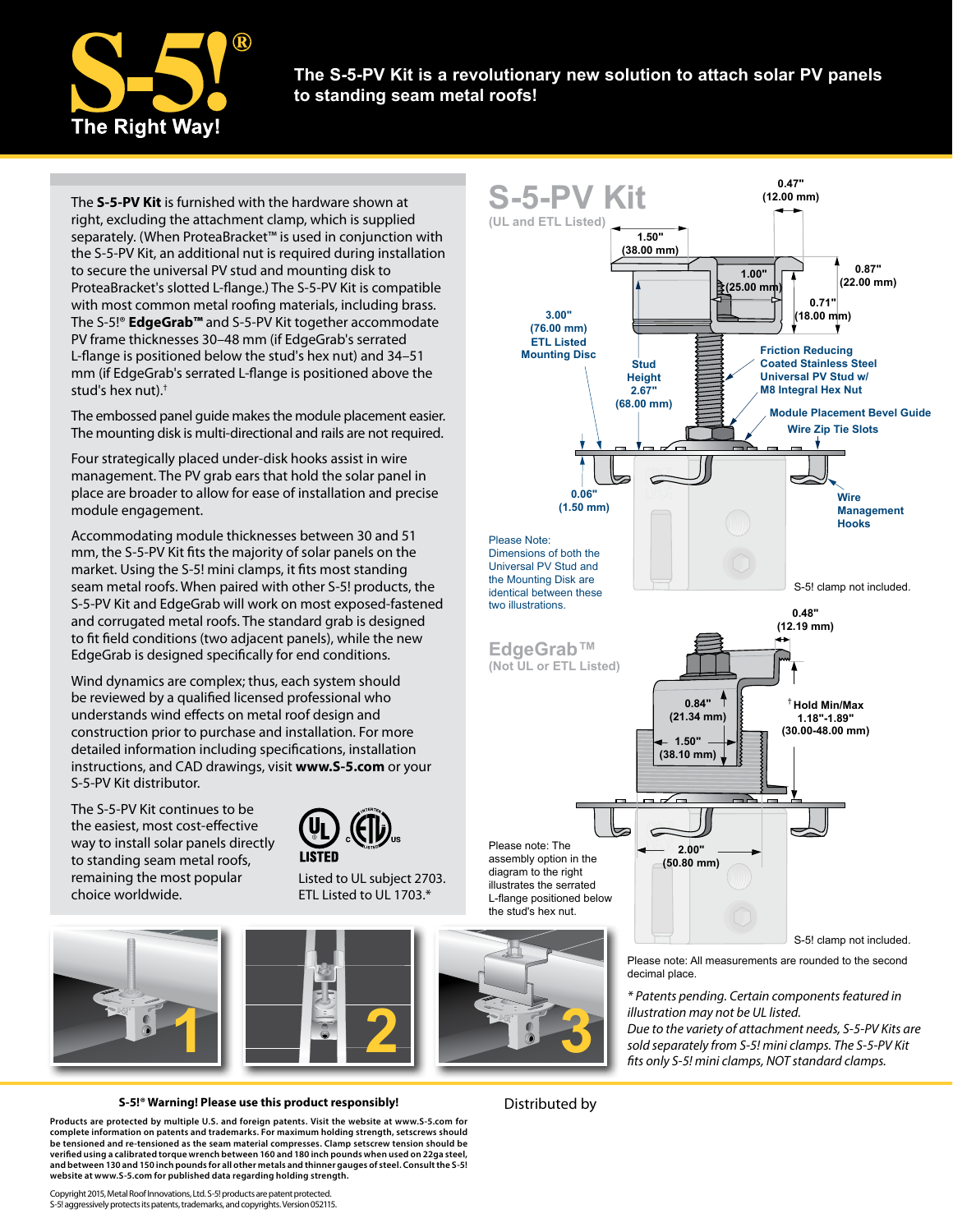# S-5!® The Right Way!

**The S-5-PV Kit is a revolutionary new solution to attach solar PV panels to standing seam metal roofs!**

The **S-5-PV Kit** is furnished with the hardware shown at right, excluding the attachment clamp, which is supplied separately. (When ProteaBracket™ is used in conjunction with the S-5-PV Kit, an additional nut is required during installation to secure the universal PV stud and mounting disk to ProteaBracket's slotted L-flange.) The S-5-PV Kit is compatible with most common metal roofing materials, including brass. The S-5!® **EdgeGrab™** and S-5-PV Kit together accommodate PV frame thicknesses 30–48 mm (if EdgeGrab's serrated L-flange is positioned below the stud's hex nut) and 34–51 mm (if EdgeGrab's serrated L-flange is positioned above the stud's hex nut).†

The embossed panel guide makes the module placement easier. The mounting disk is multi-directional and rails are not required.

Four strategically placed under-disk hooks assist in wire management. The PV grab ears that hold the solar panel in place are broader to allow for ease of installation and precise module engagement.

Accommodating module thicknesses between 30 and 51 mm, the S-5-PV Kit fits the majority of solar panels on the market. Using the S-5! mini clamps, it fits most standing seam metal roofs. When paired with other S-5! products, the S-5-PV Kit and EdgeGrab will work on most exposed-fastened and corrugated metal roofs. The standard grab is designed to fit field conditions (two adjacent panels), while the new EdgeGrab is designed specifically for end conditions.

Wind dynamics are complex; thus, each system should be reviewed by a qualified licensed professional who understands wind effects on metal roof design and construction prior to purchase and installation. For more detailed information including specifications, installation instructions, and CAD drawings, visit **www.S-5.com** or your S-5-PV Kit distributor.

The S-5-PV Kit continues to be the easiest, most cost-effective way to install solar panels directly to standing seam metal roofs, remaining the most popular choice worldwide.

UL LISTED — Listed to UL subject 2703.
ETL Listed to UL 1703.*

## S-5-PV Kit
(UL and ETL Listed)

0.47" (12.00 mm)
1.50" (38.00 mm)
1.00" (25.00 mm)
0.87" (22.00 mm)
0.71" (18.00 mm)
3.00" (76.00 mm) ETL Listed Mounting Disc
Stud Height 2.67" (68.00 mm)
Friction Reducing Coated Stainless Steel Universal PV Stud w/ M8 Integral Hex Nut
Module Placement Bevel Guide
Wire Zip Tie Slots
0.06" (1.50 mm)
Wire Management Hooks

Please Note: Dimensions of both the Universal PV Stud and the Mounting Disk are identical between these two illustrations.

S-5! clamp not included.

## EdgeGrab™
(Not UL or ETL Listed)

0.48" (12.19 mm)
0.84" (21.34 mm)
†Hold Min/Max 1.18"-1.89" (30.00-48.00 mm)
1.50" (38.10 mm)
2.00" (50.80 mm)

Please note: The assembly option in the diagram to the right illustrates the serrated L-flange positioned below the stud's hex nut.

S-5! clamp not included.

1 2 3

Please note: All measurements are rounded to the second decimal place.

*\* Patents pending. Certain components featured in illustration may not be UL listed.*

*Due to the variety of attachment needs, S-5-PV Kits are sold separately from S-5! mini clamps. The S-5-PV Kit fits only S-5! mini clamps, NOT standard clamps.*

**S-5!® Warning! Please use this product responsibly!**

**Products are protected by multiple U.S. and foreign patents. Visit the website at www.S-5.com for complete information on patents and trademarks. For maximum holding strength, setscrews should be tensioned and re-tensioned as the seam material compresses. Clamp setscrew tension should be verified using a calibrated torque wrench between 160 and 180 inch pounds when used on 22ga steel, and between 130 and 150 inch pounds for all other metals and thinner gauges of steel. Consult the S-5! website at www.S-5.com for published data regarding holding strength.**

Copyright 2015, Metal Roof Innovations, Ltd. S-5! products are patent protected.
S-5! aggressively protects its patents, trademarks, and copyrights. Version 052115.

Distributed by